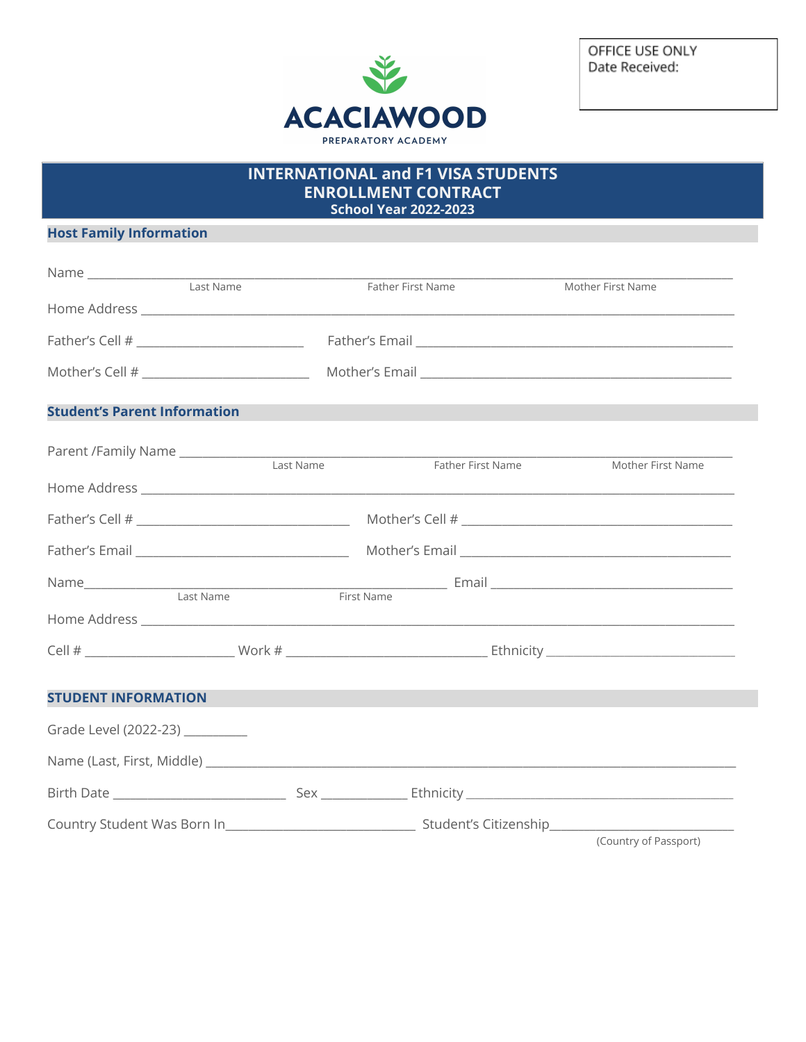OFFICE USE ONLY
Date Received:

ACACIAWOOD
PREPARATORY ACADEMY

# INTERNATIONAL and F1 VISA STUDENTS ENROLLMENT CONTRACT
## School Year 2022-2023

### Host Family Information

Name ______________________________________________________________________________
Last Name                    Father First Name                    Mother First Name

Home Address ______________________________________________________________________

Father's Cell # ________________________ Father's Email ____________________________________

Mother's Cell # ________________________ Mother's Email ____________________________________

### Student's Parent Information

Parent /Family Name ______________________________________________________________
Last Name                    Father First Name                    Mother First Name

Home Address ______________________________________________________________________

Father's Cell # ______________________________ Mother's Cell # ______________________________

Father's Email ______________________________ Mother's Email ______________________________

Name_____________________________________________ Email ______________________________
Last Name                    First Name

Home Address ______________________________________________________________________

Cell # ____________________ Work # ___________________________ Ethnicity __________________________

### STUDENT INFORMATION

Grade Level (2022-23) _________

Name (Last, First, Middle) ________________________________________________________________

Birth Date _________________________ Sex ___________ Ethnicity ______________________________

Country Student Was Born In__________________________ Student's Citizenship_________________________
(Country of Passport)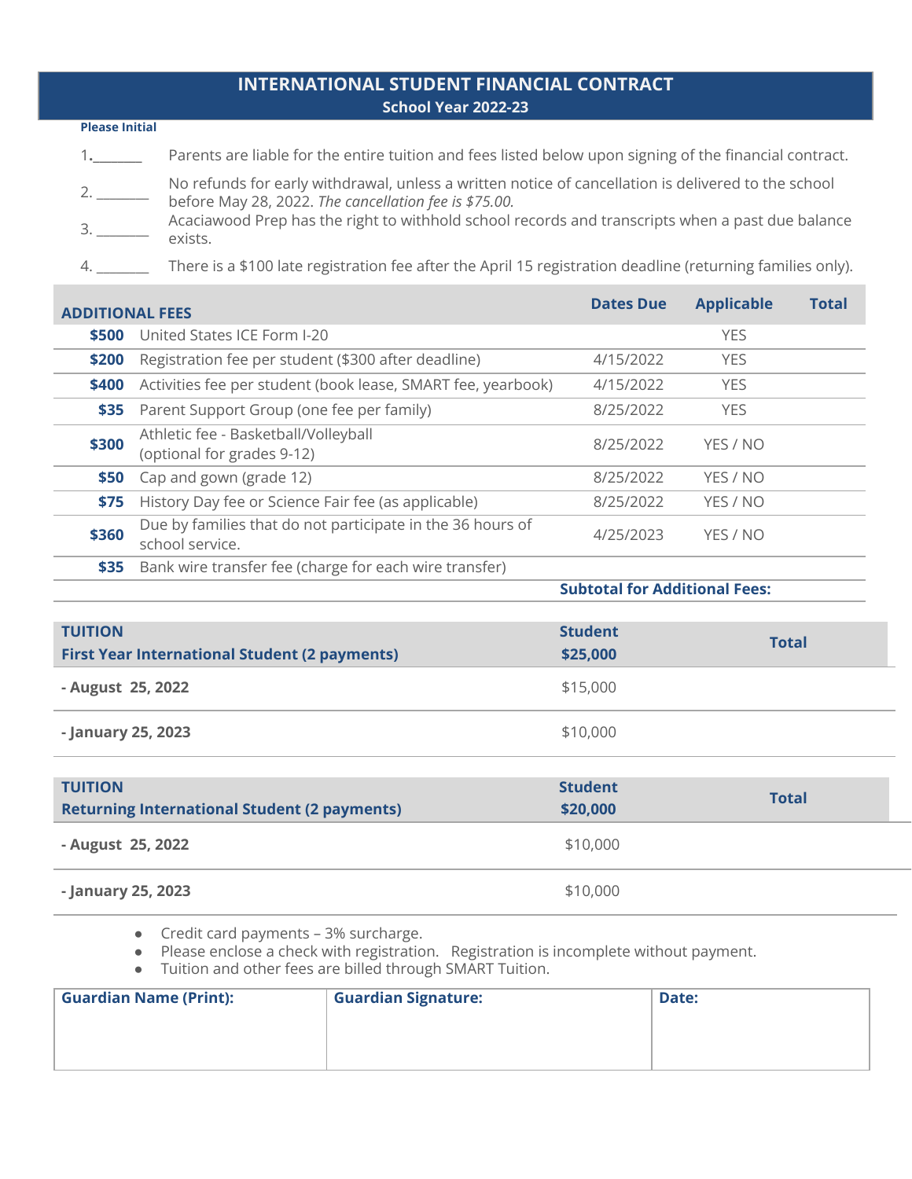# INTERNATIONAL STUDENT FINANCIAL CONTRACT

## School Year 2022-23

**Please Initial**

1. _______ Parents are liable for the entire tuition and fees listed below upon signing of the financial contract.
2. _______ No refunds for early withdrawal, unless a written notice of cancellation is delivered to the school before May 28, 2022. *The cancellation fee is $75.00.*
3. _______ Acaciawood Prep has the right to withhold school records and transcripts when a past due balance exists.
4. _______ There is a $100 late registration fee after the April 15 registration deadline (returning families only).

| ADDITIONAL FEES | | Dates Due | Applicable | Total |
|---|---|---|---|---|
| **$500** | United States ICE Form I-20 | | YES | |
| **$200** | Registration fee per student ($300 after deadline) | 4/15/2022 | YES | |
| **$400** | Activities fee per student (book lease, SMART fee, yearbook) | 4/15/2022 | YES | |
| **$35** | Parent Support Group (one fee per family) | 8/25/2022 | YES | |
| **$300** | Athletic fee - Basketball/Volleyball (optional for grades 9-12) | 8/25/2022 | YES / NO | |
| **$50** | Cap and gown (grade 12) | 8/25/2022 | YES / NO | |
| **$75** | History Day fee or Science Fair fee (as applicable) | 8/25/2022 | YES / NO | |
| **$360** | Due by families that do not participate in the 36 hours of school service. | 4/25/2023 | YES / NO | |
| **$35** | Bank wire transfer fee (charge for each wire transfer) | | | |
| | | **Subtotal for Additional Fees:** | | |

| **TUITION**<br>**First Year International Student (2 payments)** | **Student**<br>**$25,000** | **Total** |
|---|---|---|
| **- August 25, 2022** | $15,000 | |
| **- January 25, 2023** | $10,000 | |

| **TUITION**<br>**Returning International Student (2 payments)** | **Student**<br>**$20,000** | **Total** |
|---|---|---|
| **- August 25, 2022** | $10,000 | |
| **- January 25, 2023** | $10,000 | |

- Credit card payments – 3% surcharge.
- Please enclose a check with registration. Registration is incomplete without payment.
- Tuition and other fees are billed through SMART Tuition.

| **Guardian Name (Print):** | **Guardian Signature:** | **Date:** |
|---|---|---|
| | | |